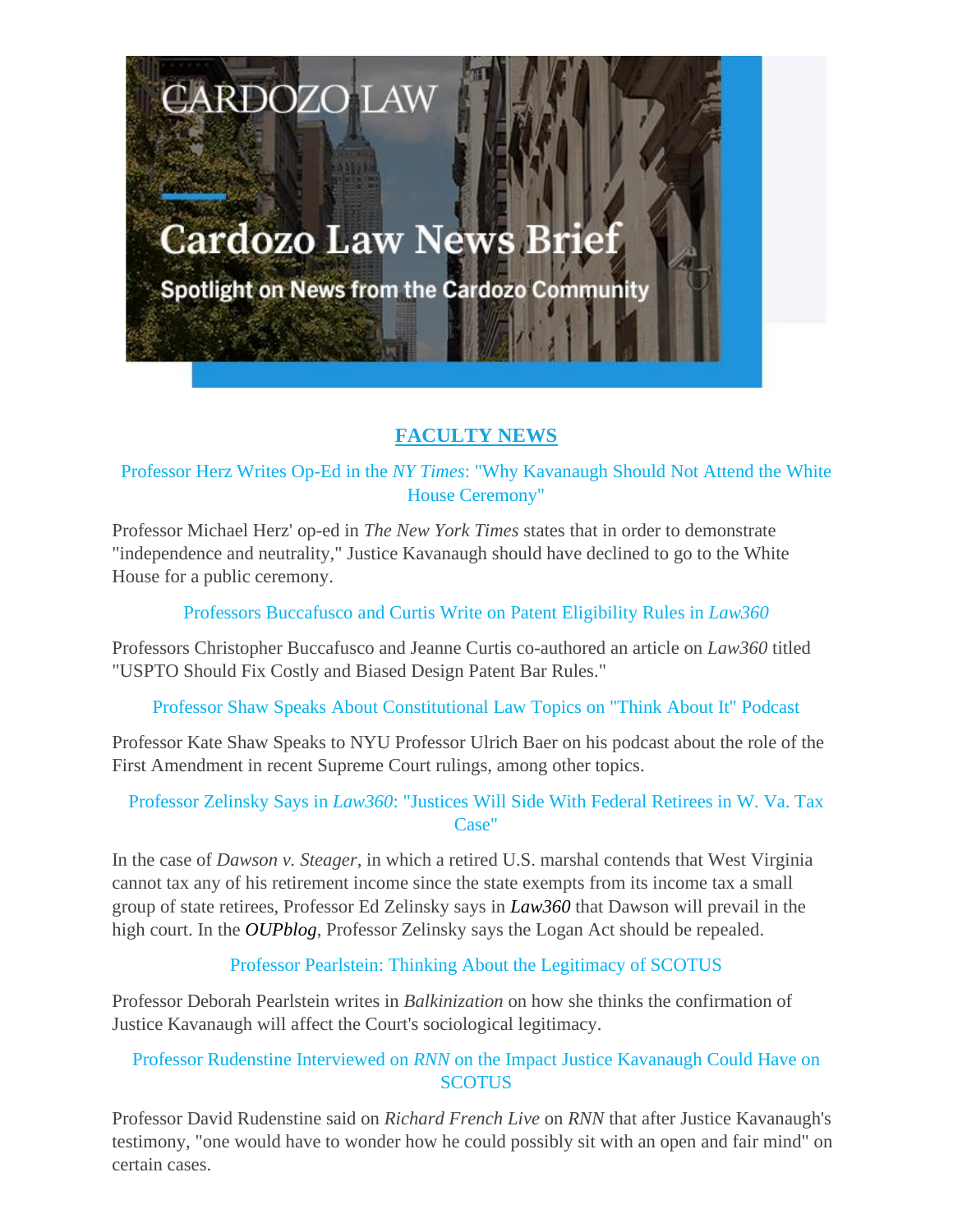CARDOZO LAW

# Cardozo Law News Brief

Spotlight on News from the Cardozo Community

## FACULTY NEWS

### Professor Herz Writes Op-Ed in the *NY Times*: "Why Kavanaugh Should Not Attend the White House Ceremony"

Professor Michael Herz' op-ed in *The New York Times* states that in order to demonstrate "independence and neutrality," Justice Kavanaugh should have declined to go to the White House for a public ceremony.

### Professors Buccafusco and Curtis Write on Patent Eligibility Rules in *Law360*

Professors Christopher Buccafusco and Jeanne Curtis co-authored an article on *Law360* titled "USPTO Should Fix Costly and Biased Design Patent Bar Rules."

### Professor Shaw Speaks About Constitutional Law Topics on "Think About It" Podcast

Professor Kate Shaw Speaks to NYU Professor Ulrich Baer on his podcast about the role of the First Amendment in recent Supreme Court rulings, among other topics.

### Professor Zelinsky Says in *Law360*: "Justices Will Side With Federal Retirees in W. Va. Tax Case"

In the case of *Dawson v. Steager*, in which a retired U.S. marshal contends that West Virginia cannot tax any of his retirement income since the state exempts from its income tax a small group of state retirees, Professor Ed Zelinsky says in ***Law360*** that Dawson will prevail in the high court. In the ***OUPblog***, Professor Zelinsky says the Logan Act should be repealed.

### Professor Pearlstein: Thinking About the Legitimacy of SCOTUS

Professor Deborah Pearlstein writes in *Balkinization* on how she thinks the confirmation of Justice Kavanaugh will affect the Court's sociological legitimacy.

### Professor Rudenstine Interviewed on *RNN* on the Impact Justice Kavanaugh Could Have on SCOTUS

Professor David Rudenstine said on *Richard French Live* on *RNN* that after Justice Kavanaugh's testimony, "one would have to wonder how he could possibly sit with an open and fair mind" on certain cases.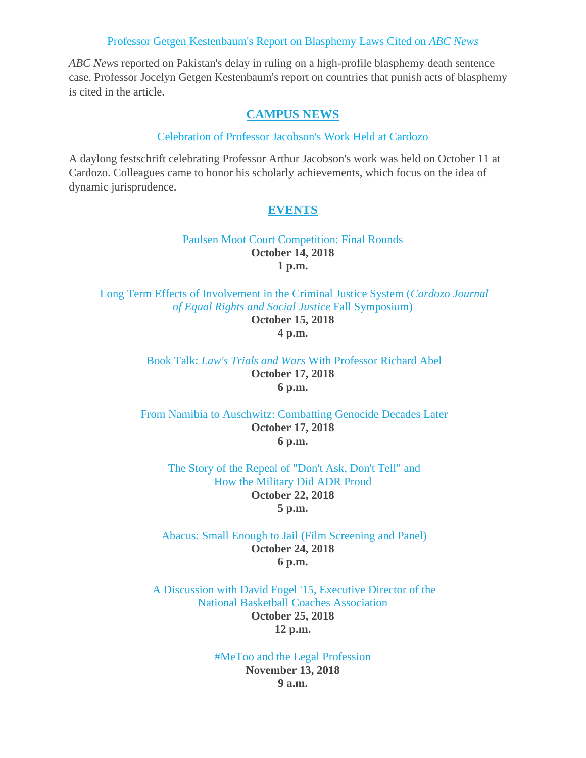Professor Getgen Kestenbaum's Report on Blasphemy Laws Cited on *ABC News*

*ABC News* reported on Pakistan's delay in ruling on a high-profile blasphemy death sentence case. Professor Jocelyn Getgen Kestenbaum's report on countries that punish acts of blasphemy is cited in the article.

## CAMPUS NEWS

Celebration of Professor Jacobson's Work Held at Cardozo

A daylong festschrift celebrating Professor Arthur Jacobson's work was held on October 11 at Cardozo. Colleagues came to honor his scholarly achievements, which focus on the idea of dynamic jurisprudence.

## EVENTS

Paulsen Moot Court Competition: Final Rounds
**October 14, 2018**
**1 p.m.**

Long Term Effects of Involvement in the Criminal Justice System (*Cardozo Journal of Equal Rights and Social Justice* Fall Symposium)
**October 15, 2018**
**4 p.m.**

Book Talk: *Law's Trials and Wars* With Professor Richard Abel
**October 17, 2018**
**6 p.m.**

From Namibia to Auschwitz: Combatting Genocide Decades Later
**October 17, 2018**
**6 p.m.**

The Story of the Repeal of "Don't Ask, Don't Tell" and How the Military Did ADR Proud
**October 22, 2018**
**5 p.m.**

Abacus: Small Enough to Jail (Film Screening and Panel)
**October 24, 2018**
**6 p.m.**

A Discussion with David Fogel '15, Executive Director of the National Basketball Coaches Association
**October 25, 2018**
**12 p.m.**

#MeToo and the Legal Profession
**November 13, 2018**
**9 a.m.**